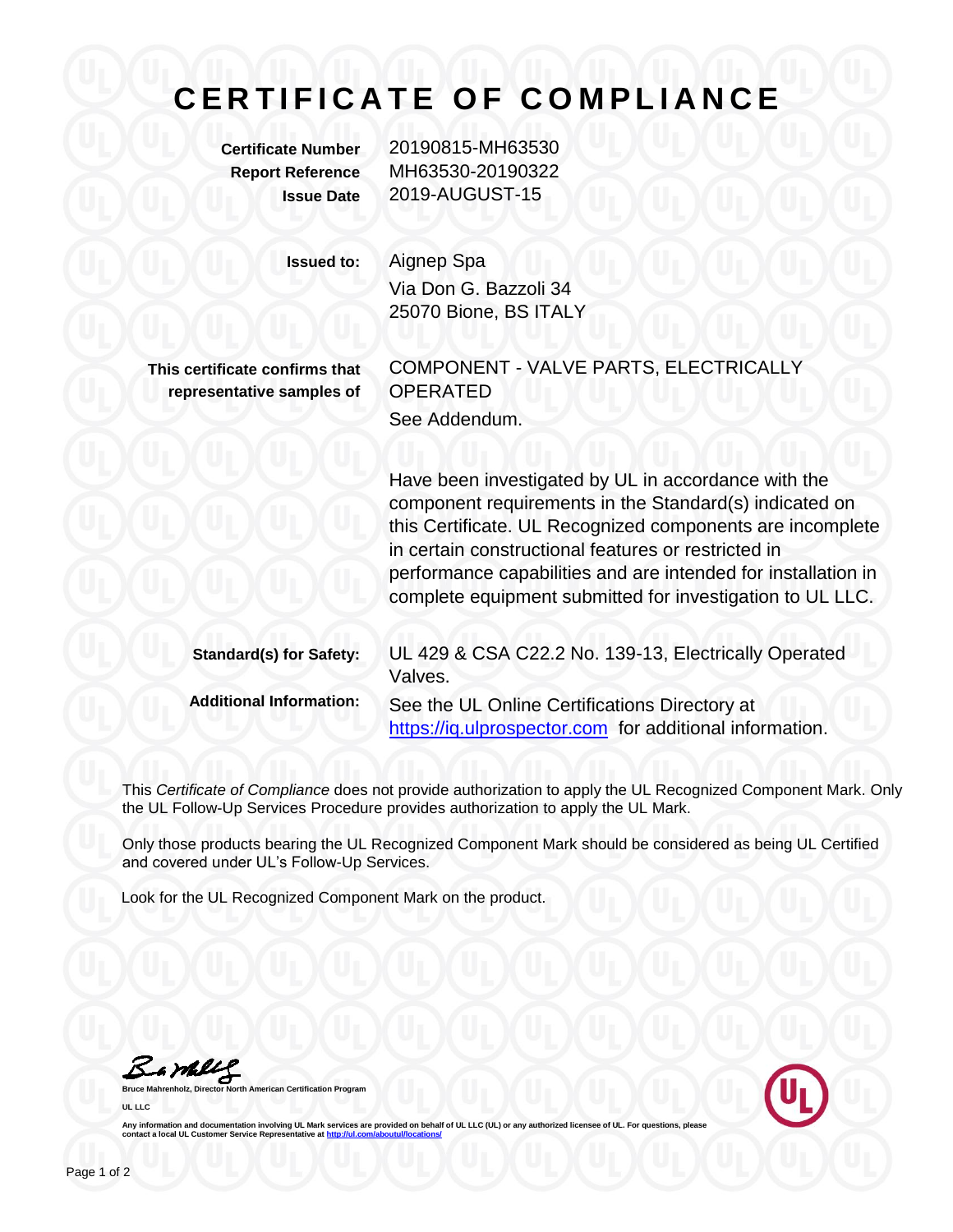# CERTIFICATE OF COMPLIANCE

| | |
|---|---|
| **Certificate Number** | 20190815-MH63530 |
| **Report Reference** | MH63530-20190322 |
| **Issue Date** | 2019-AUGUST-15 |

**Issued to:** Aignep Spa
Via Don G. Bazzoli 34
25070 Bione, BS ITALY

**This certificate confirms that representative samples of** COMPONENT - VALVE PARTS, ELECTRICALLY OPERATED
See Addendum.

Have been investigated by UL in accordance with the component requirements in the Standard(s) indicated on this Certificate. UL Recognized components are incomplete in certain constructional features or restricted in performance capabilities and are intended for installation in complete equipment submitted for investigation to UL LLC.

**Standard(s) for Safety:** UL 429 & CSA C22.2 No. 139-13, Electrically Operated Valves.

**Additional Information:** See the UL Online Certifications Directory at https://iq.ulprospector.com for additional information.

This *Certificate of Compliance* does not provide authorization to apply the UL Recognized Component Mark. Only the UL Follow-Up Services Procedure provides authorization to apply the UL Mark.

Only those products bearing the UL Recognized Component Mark should be considered as being UL Certified and covered under UL's Follow-Up Services.

Look for the UL Recognized Component Mark on the product.

**Bruce Mahrenholz, Director North American Certification Program**

**UL LLC**

**Any information and documentation involving UL Mark services are provided on behalf of UL LLC (UL) or any authorized licensee of UL. For questions, please contact a local UL Customer Service Representative at http://ul.com/aboutul/locations/**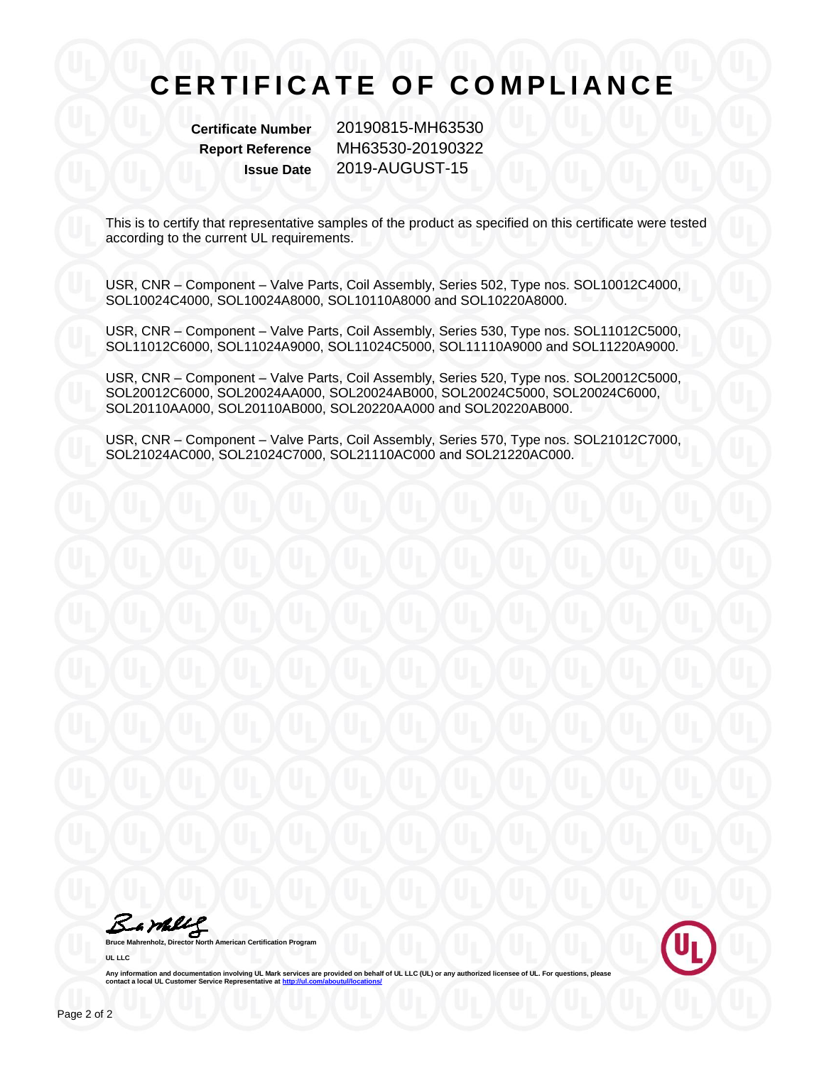# CERTIFICATE OF COMPLIANCE

**Certificate Number** 20190815-MH63530
**Report Reference** MH63530-20190322
**Issue Date** 2019-AUGUST-15

This is to certify that representative samples of the product as specified on this certificate were tested according to the current UL requirements.

USR, CNR – Component – Valve Parts, Coil Assembly, Series 502, Type nos. SOL10012C4000, SOL10024C4000, SOL10024A8000, SOL10110A8000 and SOL10220A8000.

USR, CNR – Component – Valve Parts, Coil Assembly, Series 530, Type nos. SOL11012C5000, SOL11012C6000, SOL11024A9000, SOL11024C5000, SOL11110A9000 and SOL11220A9000.

USR, CNR – Component – Valve Parts, Coil Assembly, Series 520, Type nos. SOL20012C5000, SOL20012C6000, SOL20024AA000, SOL20024AB000, SOL20024C5000, SOL20024C6000, SOL20110AA000, SOL20110AB000, SOL20220AA000 and SOL20220AB000.

USR, CNR – Component – Valve Parts, Coil Assembly, Series 570, Type nos. SOL21012C7000, SOL21024AC000, SOL21024C7000, SOL21110AC000 and SOL21220AC000.

**Bruce Mahrenholz, Director North American Certification Program**

**UL LLC**

**Any information and documentation involving UL Mark services are provided on behalf of UL LLC (UL) or any authorized licensee of UL. For questions, please contact a local UL Customer Service Representative at http://ul.com/aboutul/locations/**